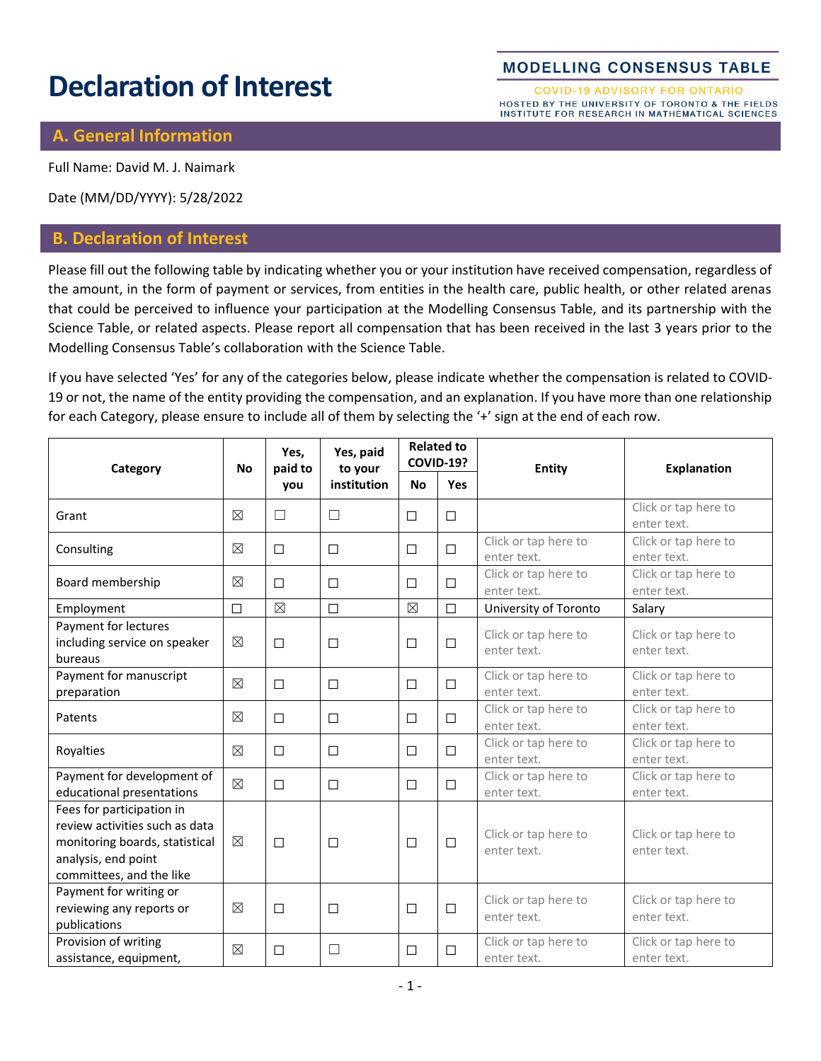# Declaration of Interest

**MODELLING CONSENSUS TABLE**

COVID-19 ADVISORY FOR ONTARIO

HOSTED BY THE UNIVERSITY OF TORONTO & THE FIELDS INSTITUTE FOR RESEARCH IN MATHEMATICAL SCIENCES

## A. General Information

Full Name: David M. J. Naimark

Date (MM/DD/YYYY): 5/28/2022

## B. Declaration of Interest

Please fill out the following table by indicating whether you or your institution have received compensation, regardless of the amount, in the form of payment or services, from entities in the health care, public health, or other related arenas that could be perceived to influence your participation at the Modelling Consensus Table, and its partnership with the Science Table, or related aspects. Please report all compensation that has been received in the last 3 years prior to the Modelling Consensus Table's collaboration with the Science Table.

If you have selected 'Yes' for any of the categories below, please indicate whether the compensation is related to COVID-19 or not, the name of the entity providing the compensation, and an explanation. If you have more than one relationship for each Category, please ensure to include all of them by selecting the '+' sign at the end of each row.

| Category | No | Yes, paid to you | Yes, paid to your institution | Related to COVID-19? | | Entity | Explanation |
|---|---|---|---|---|---|---|---|
| | | | | No | Yes | | |
| Grant | ☒ | ☐ | ☐ | ☐ | ☐ | | Click or tap here to enter text. |
| Consulting | ☒ | ☐ | ☐ | ☐ | ☐ | Click or tap here to enter text. | Click or tap here to enter text. |
| Board membership | ☒ | ☐ | ☐ | ☐ | ☐ | Click or tap here to enter text. | Click or tap here to enter text. |
| Employment | ☐ | ☒ | ☐ | ☒ | ☐ | University of Toronto | Salary |
| Payment for lectures including service on speaker bureaus | ☒ | ☐ | ☐ | ☐ | ☐ | Click or tap here to enter text. | Click or tap here to enter text. |
| Payment for manuscript preparation | ☒ | ☐ | ☐ | ☐ | ☐ | Click or tap here to enter text. | Click or tap here to enter text. |
| Patents | ☒ | ☐ | ☐ | ☐ | ☐ | Click or tap here to enter text. | Click or tap here to enter text. |
| Royalties | ☒ | ☐ | ☐ | ☐ | ☐ | Click or tap here to enter text. | Click or tap here to enter text. |
| Payment for development of educational presentations | ☒ | ☐ | ☐ | ☐ | ☐ | Click or tap here to enter text. | Click or tap here to enter text. |
| Fees for participation in review activities such as data monitoring boards, statistical analysis, end point committees, and the like | ☒ | ☐ | ☐ | ☐ | ☐ | Click or tap here to enter text. | Click or tap here to enter text. |
| Payment for writing or reviewing any reports or publications | ☒ | ☐ | ☐ | ☐ | ☐ | Click or tap here to enter text. | Click or tap here to enter text. |
| Provision of writing assistance, equipment, | ☒ | ☐ | ☐ | ☐ | ☐ | Click or tap here to enter text. | Click or tap here to enter text. |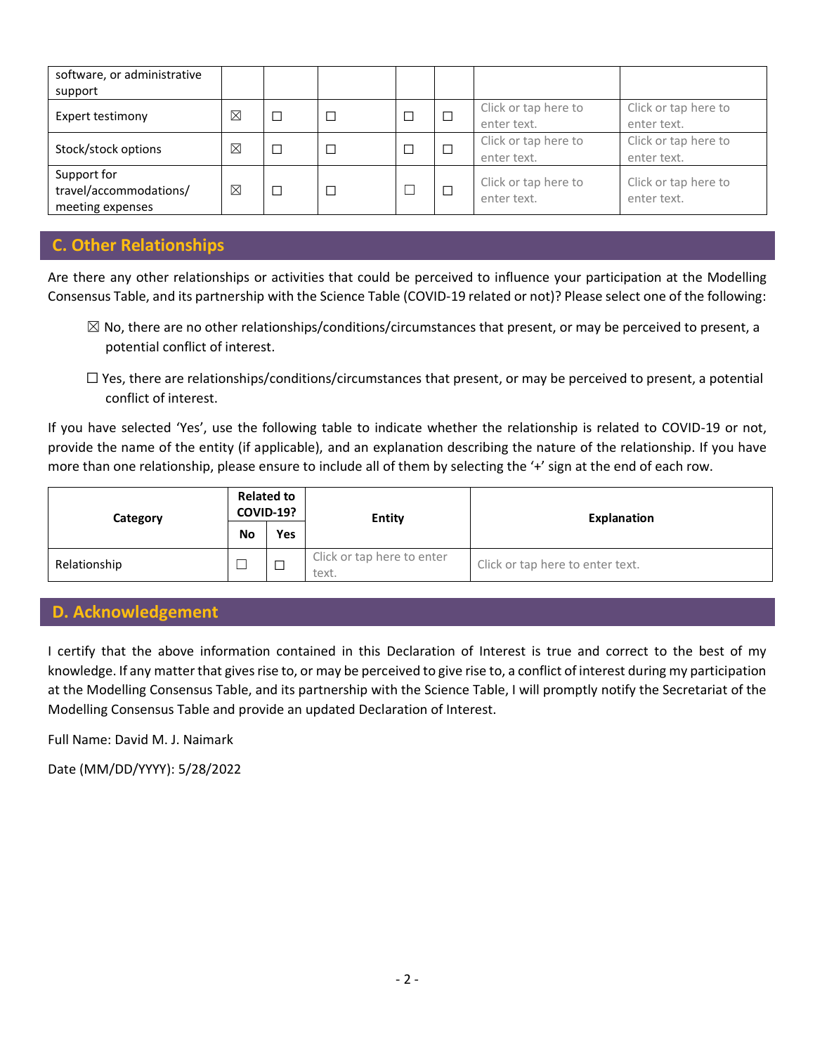| | | | | | | | |
|---|---|---|---|---|---|---|---|
| software, or administrative support | | | | | | | |
| Expert testimony | ☒ | ☐ | ☐ | ☐ | ☐ | Click or tap here to enter text. | Click or tap here to enter text. |
| Stock/stock options | ☒ | ☐ | ☐ | ☐ | ☐ | Click or tap here to enter text. | Click or tap here to enter text. |
| Support for travel/accommodations/ meeting expenses | ☒ | ☐ | ☐ | ☐ | ☐ | Click or tap here to enter text. | Click or tap here to enter text. |

## C. Other Relationships

Are there any other relationships or activities that could be perceived to influence your participation at the Modelling Consensus Table, and its partnership with the Science Table (COVID-19 related or not)? Please select one of the following:

☒ No, there are no other relationships/conditions/circumstances that present, or may be perceived to present, a potential conflict of interest.

☐ Yes, there are relationships/conditions/circumstances that present, or may be perceived to present, a potential conflict of interest.

If you have selected 'Yes', use the following table to indicate whether the relationship is related to COVID-19 or not, provide the name of the entity (if applicable), and an explanation describing the nature of the relationship. If you have more than one relationship, please ensure to include all of them by selecting the '+' sign at the end of each row.

| Category | Related to COVID-19? | | Entity | Explanation |
|---|---|---|---|---|
| | No | Yes | | |
| Relationship | ☐ | ☐ | Click or tap here to enter text. | Click or tap here to enter text. |

## D. Acknowledgement

I certify that the above information contained in this Declaration of Interest is true and correct to the best of my knowledge. If any matter that gives rise to, or may be perceived to give rise to, a conflict of interest during my participation at the Modelling Consensus Table, and its partnership with the Science Table, I will promptly notify the Secretariat of the Modelling Consensus Table and provide an updated Declaration of Interest.

Full Name: David M. J. Naimark

Date (MM/DD/YYYY): 5/28/2022